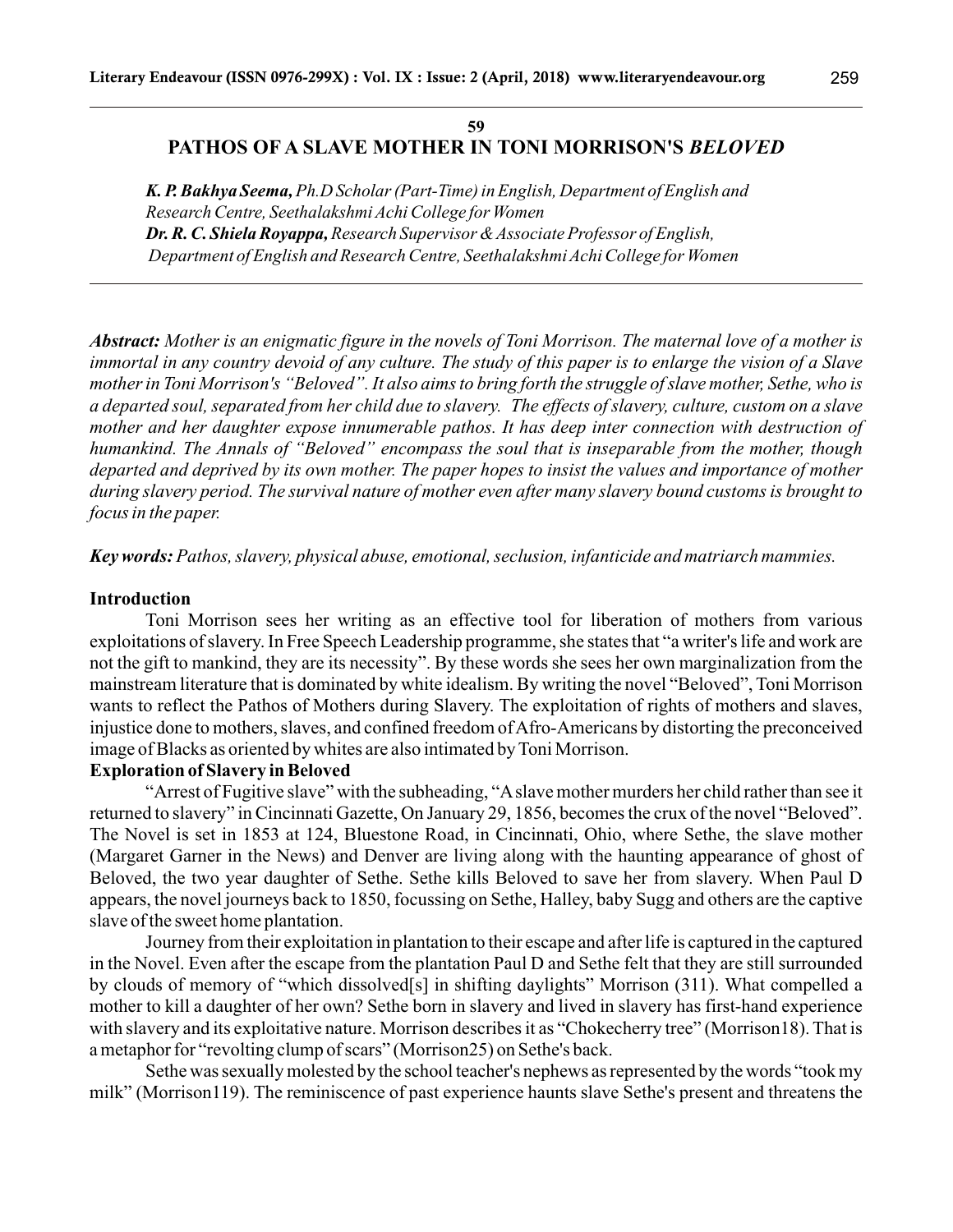59

# PATHOS OF A SLAVE MOTHER IN TONI MORRISON'S *BELOVED*

***K. P. Bakhya Seema,*** *Ph.D Scholar (Part-Time) in English, Department of English and Research Centre, Seethalakshmi Achi College for Women*

***Dr. R. C. Shiela Royappa,*** *Research Supervisor & Associate Professor of English, Department of English and Research Centre, Seethalakshmi Achi College for Women*

***Abstract:*** *Mother is an enigmatic figure in the novels of Toni Morrison. The maternal love of a mother is immortal in any country devoid of any culture. The study of this paper is to enlarge the vision of a Slave mother in Toni Morrison's "Beloved". It also aims to bring forth the struggle of slave mother, Sethe, who is a departed soul, separated from her child due to slavery. The effects of slavery, culture, custom on a slave mother and her daughter expose innumerable pathos. It has deep inter connection with destruction of humankind. The Annals of "Beloved" encompass the soul that is inseparable from the mother, though departed and deprived by its own mother. The paper hopes to insist the values and importance of mother during slavery period. The survival nature of mother even after many slavery bound customs is brought to focus in the paper.*

***Key words:*** *Pathos, slavery, physical abuse, emotional, seclusion, infanticide and matriarch mammies.*

## Introduction

Toni Morrison sees her writing as an effective tool for liberation of mothers from various exploitations of slavery. In Free Speech Leadership programme, she states that "a writer's life and work are not the gift to mankind, they are its necessity". By these words she sees her own marginalization from the mainstream literature that is dominated by white idealism. By writing the novel "Beloved", Toni Morrison wants to reflect the Pathos of Mothers during Slavery. The exploitation of rights of mothers and slaves, injustice done to mothers, slaves, and confined freedom of Afro-Americans by distorting the preconceived image of Blacks as oriented by whites are also intimated by Toni Morrison.

## Exploration of Slavery in Beloved

"Arrest of Fugitive slave" with the subheading, "A slave mother murders her child rather than see it returned to slavery" in Cincinnati Gazette, On January 29, 1856, becomes the crux of the novel "Beloved". The Novel is set in 1853 at 124, Bluestone Road, in Cincinnati, Ohio, where Sethe, the slave mother (Margaret Garner in the News) and Denver are living along with the haunting appearance of ghost of Beloved, the two year daughter of Sethe. Sethe kills Beloved to save her from slavery. When Paul D appears, the novel journeys back to 1850, focussing on Sethe, Halley, baby Sugg and others are the captive slave of the sweet home plantation.

Journey from their exploitation in plantation to their escape and after life is captured in the captured in the Novel. Even after the escape from the plantation Paul D and Sethe felt that they are still surrounded by clouds of memory of "which dissolved[s] in shifting daylights" Morrison (311). What compelled a mother to kill a daughter of her own? Sethe born in slavery and lived in slavery has first-hand experience with slavery and its exploitative nature. Morrison describes it as "Chokecherry tree" (Morrison18). That is a metaphor for "revolting clump of scars" (Morrison25) on Sethe's back.

Sethe was sexually molested by the school teacher's nephews as represented by the words "took my milk" (Morrison119). The reminiscence of past experience haunts slave Sethe's present and threatens the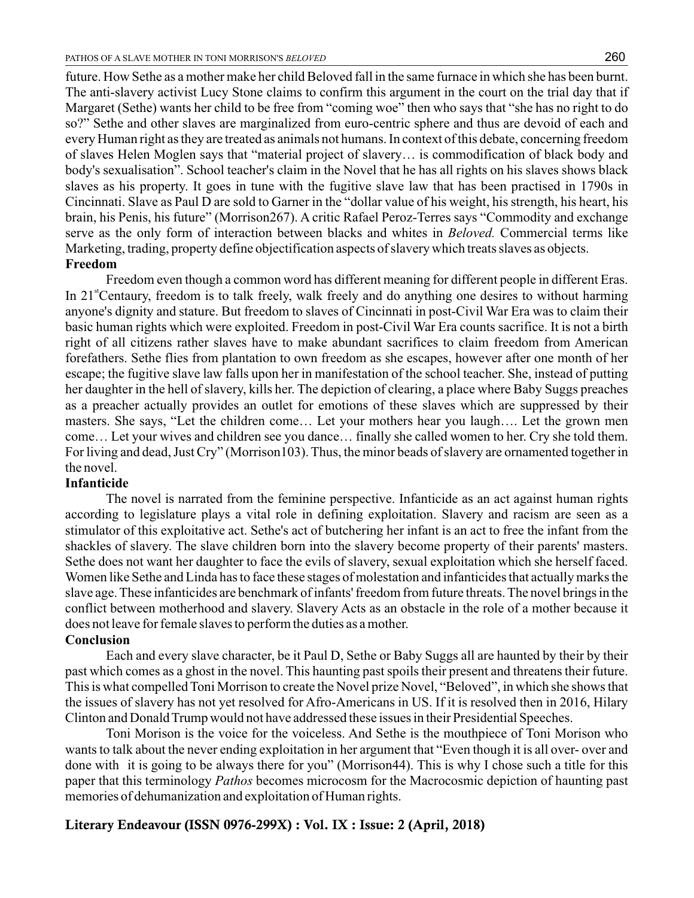future. How Sethe as a mother make her child Beloved fall in the same furnace in which she has been burnt. The anti-slavery activist Lucy Stone claims to confirm this argument in the court on the trial day that if Margaret (Sethe) wants her child to be free from "coming woe" then who says that "she has no right to do so?" Sethe and other slaves are marginalized from euro-centric sphere and thus are devoid of each and every Human right as they are treated as animals not humans. In context of this debate, concerning freedom of slaves Helen Moglen says that "material project of slavery… is commodification of black body and body's sexualisation". School teacher's claim in the Novel that he has all rights on his slaves shows black slaves as his property. It goes in tune with the fugitive slave law that has been practised in 1790s in Cincinnati. Slave as Paul D are sold to Garner in the "dollar value of his weight, his strength, his heart, his brain, his Penis, his future" (Morrison267). A critic Rafael Peroz-Terres says "Commodity and exchange serve as the only form of interaction between blacks and whites in *Beloved.* Commercial terms like Marketing, trading, property define objectification aspects of slavery which treats slaves as objects.

**Freedom**

Freedom even though a common word has different meaning for different people in different Eras. In 21st Centaury, freedom is to talk freely, walk freely and do anything one desires to without harming anyone's dignity and stature. But freedom to slaves of Cincinnati in post-Civil War Era was to claim their basic human rights which were exploited. Freedom in post-Civil War Era counts sacrifice. It is not a birth right of all citizens rather slaves have to make abundant sacrifices to claim freedom from American forefathers. Sethe flies from plantation to own freedom as she escapes, however after one month of her escape; the fugitive slave law falls upon her in manifestation of the school teacher. She, instead of putting her daughter in the hell of slavery, kills her. The depiction of clearing, a place where Baby Suggs preaches as a preacher actually provides an outlet for emotions of these slaves which are suppressed by their masters. She says, "Let the children come… Let your mothers hear you laugh…. Let the grown men come… Let your wives and children see you dance… finally she called women to her. Cry she told them. For living and dead, Just Cry" (Morrison103). Thus, the minor beads of slavery are ornamented together in the novel.

**Infanticide**

The novel is narrated from the feminine perspective. Infanticide as an act against human rights according to legislature plays a vital role in defining exploitation. Slavery and racism are seen as a stimulator of this exploitative act. Sethe's act of butchering her infant is an act to free the infant from the shackles of slavery. The slave children born into the slavery become property of their parents' masters. Sethe does not want her daughter to face the evils of slavery, sexual exploitation which she herself faced. Women like Sethe and Linda has to face these stages of molestation and infanticides that actually marks the slave age. These infanticides are benchmark of infants' freedom from future threats. The novel brings in the conflict between motherhood and slavery. Slavery Acts as an obstacle in the role of a mother because it does not leave for female slaves to perform the duties as a mother.

**Conclusion**

Each and every slave character, be it Paul D, Sethe or Baby Suggs all are haunted by their by their past which comes as a ghost in the novel. This haunting past spoils their present and threatens their future. This is what compelled Toni Morrison to create the Novel prize Novel, "Beloved", in which she shows that the issues of slavery has not yet resolved for Afro-Americans in US. If it is resolved then in 2016, Hilary Clinton and Donald Trump would not have addressed these issues in their Presidential Speeches.

Toni Morison is the voice for the voiceless. And Sethe is the mouthpiece of Toni Morison who wants to talk about the never ending exploitation in her argument that "Even though it is all over- over and done with it is going to be always there for you" (Morrison44). This is why I chose such a title for this paper that this terminology *Pathos* becomes microcosm for the Macrocosmic depiction of haunting past memories of dehumanization and exploitation of Human rights.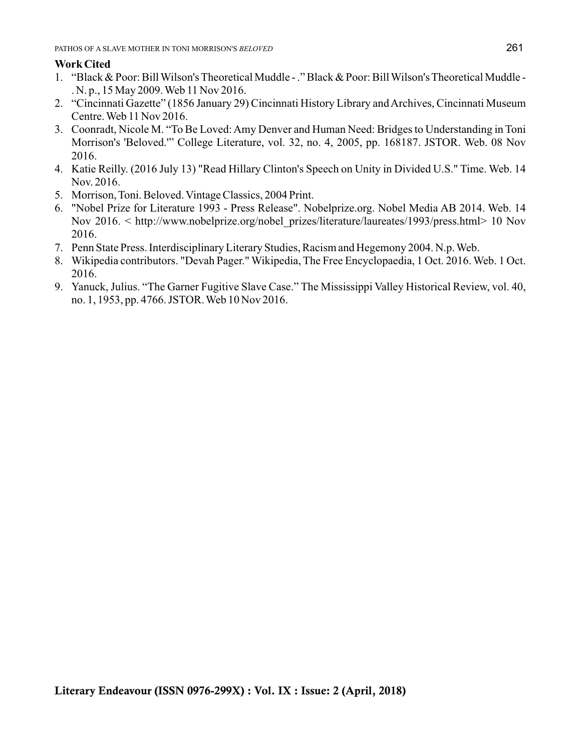**Work Cited**

1. "Black & Poor: Bill Wilson's Theoretical Muddle - ." Black & Poor: Bill Wilson's Theoretical Muddle - . N. p., 15 May 2009. Web 11 Nov 2016.
2. "Cincinnati Gazette" (1856 January 29) Cincinnati History Library and Archives, Cincinnati Museum Centre. Web 11 Nov 2016.
3. Coonradt, Nicole M. "To Be Loved: Amy Denver and Human Need: Bridges to Understanding in Toni Morrison's 'Beloved.'" College Literature, vol. 32, no. 4, 2005, pp. 168187. JSTOR. Web. 08 Nov 2016.
4. Katie Reilly. (2016 July 13) "Read Hillary Clinton's Speech on Unity in Divided U.S." Time. Web. 14 Nov. 2016.
5. Morrison, Toni. Beloved. Vintage Classics, 2004 Print.
6. "Nobel Prize for Literature 1993 - Press Release". Nobelprize.org. Nobel Media AB 2014. Web. 14 Nov 2016. < http://www.nobelprize.org/nobel_prizes/literature/laureates/1993/press.html> 10 Nov 2016.
7. Penn State Press. Interdisciplinary Literary Studies, Racism and Hegemony 2004. N.p. Web.
8. Wikipedia contributors. "Devah Pager." Wikipedia, The Free Encyclopaedia, 1 Oct. 2016. Web. 1 Oct. 2016.
9. Yanuck, Julius. "The Garner Fugitive Slave Case." The Mississippi Valley Historical Review, vol. 40, no. 1, 1953, pp. 4766. JSTOR. Web 10 Nov 2016.